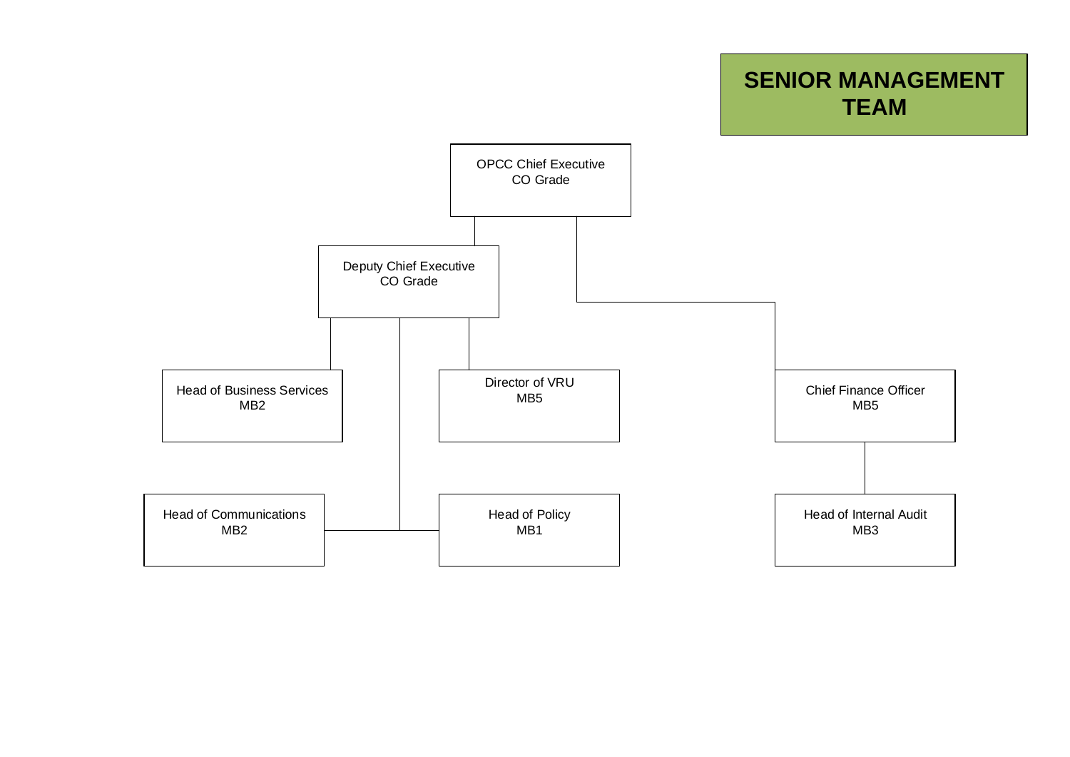# SENIOR MANAGEMENT TEAM

- OPCC Chief Executive
  CO Grade
  - Deputy Chief Executive
    CO Grade
    - Head of Business Services
      MB2
    - Director of VRU
      MB5
    - Head of Communications
      MB2
    - Head of Policy
      MB1
  - Chief Finance Officer
    MB5
    - Head of Internal Audit
      MB3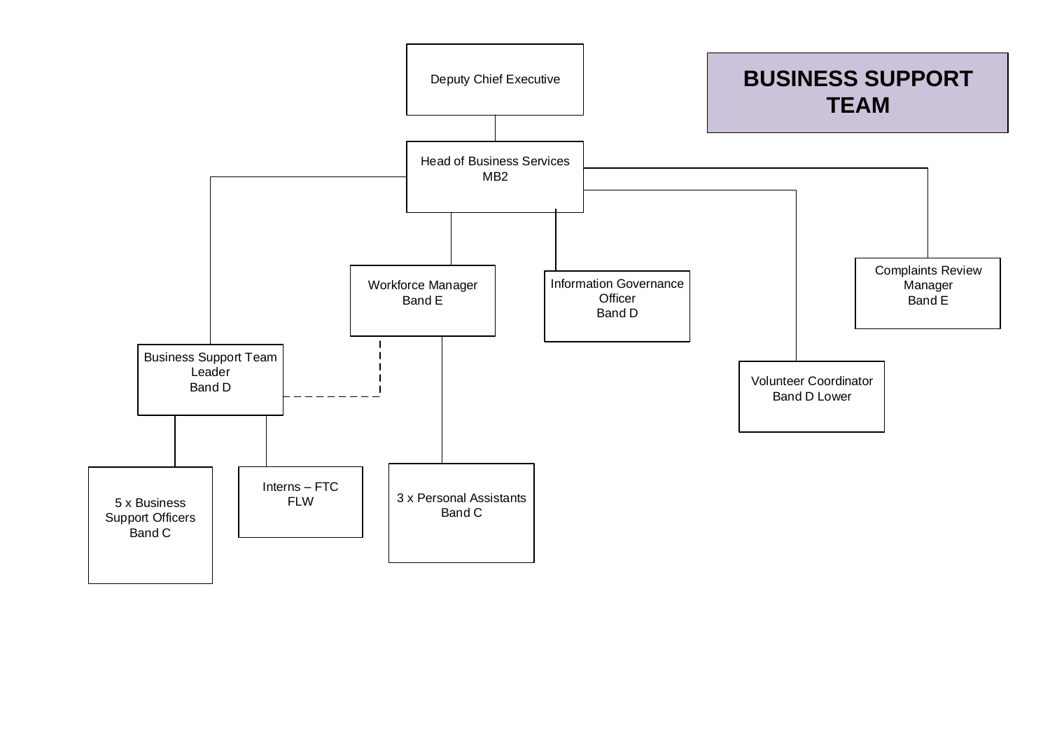# BUSINESS SUPPORT TEAM

- Deputy Chief Executive
  - Head of Business Services  
    MB2
    - Business Support Team Leader  
      Band D
      - 5 x Business Support Officers  
        Band C
      - Interns – FTC  
        FLW
    - Workforce Manager  
      Band E
      - 3 x Personal Assistants  
        Band C
    - Information Governance Officer  
      Band D
    - Volunteer Coordinator  
      Band D Lower
    - Complaints Review Manager  
      Band E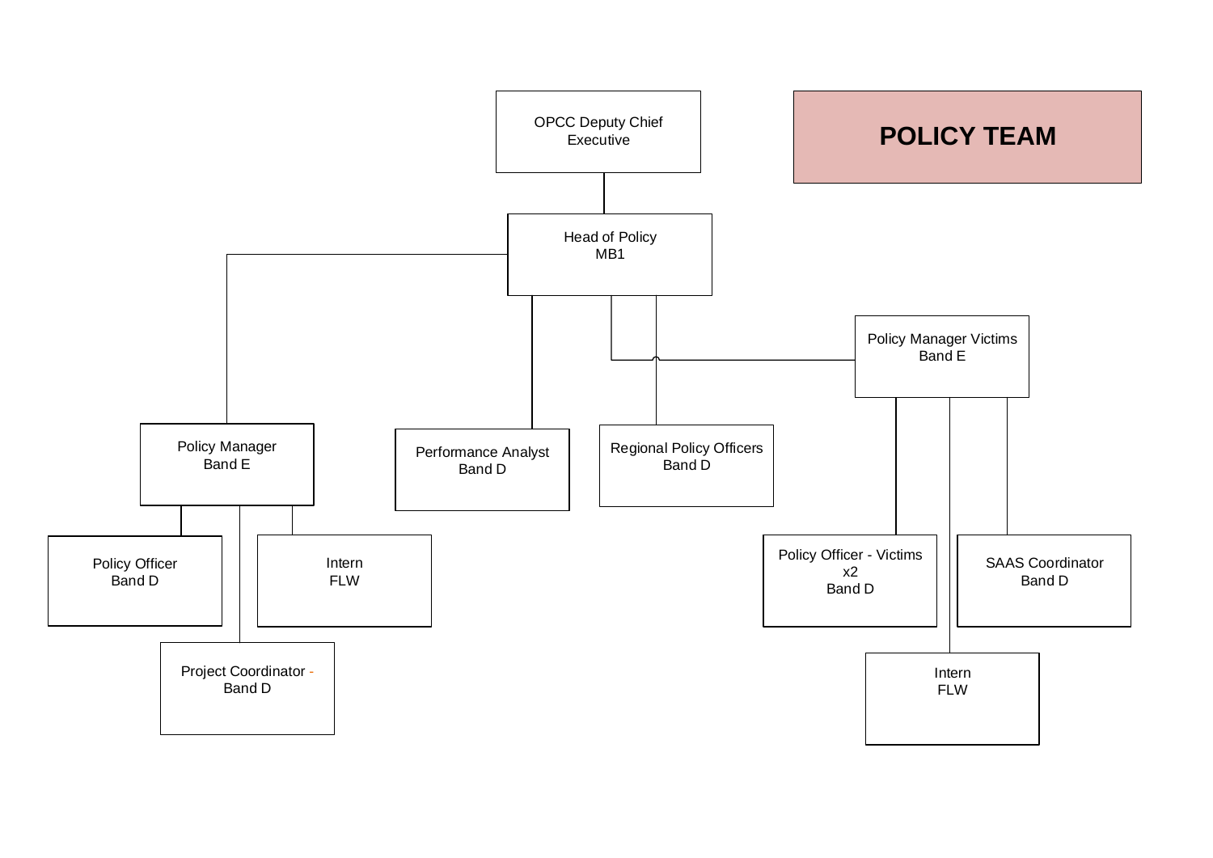# POLICY TEAM

- OPCC Deputy Chief Executive
  - Head of Policy MB1
    - Policy Manager Band E
      - Policy Officer Band D
      - Intern FLW
      - Project Coordinator - Band D
    - Performance Analyst Band D
    - Regional Policy Officers Band D
    - Policy Manager Victims Band E
      - Policy Officer - Victims x2 Band D
      - SAAS Coordinator Band D
      - Intern FLW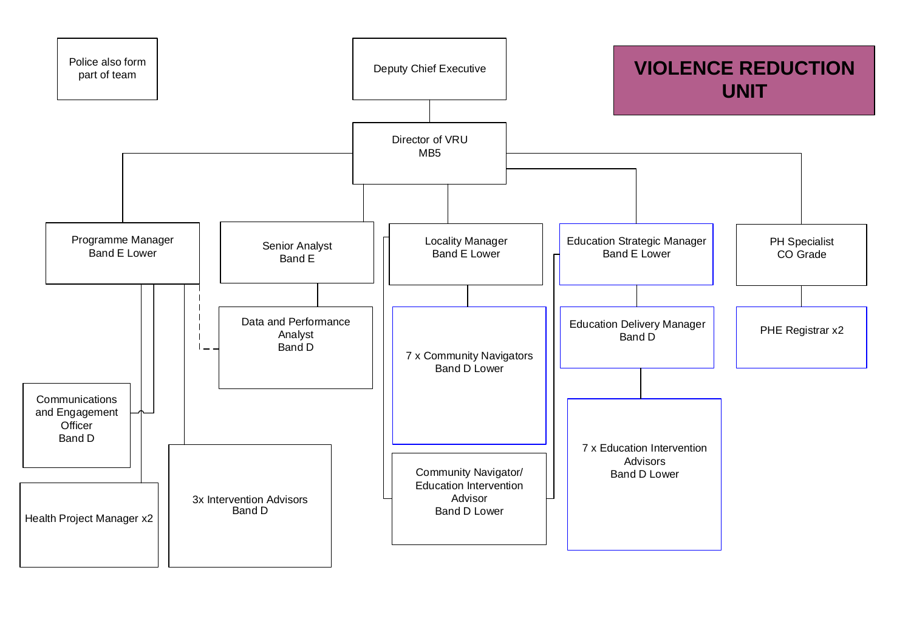# VIOLENCE REDUCTION UNIT

Police also form part of team

- Deputy Chief Executive
  - Director of VRU MB5
    - Programme Manager Band E Lower
      - Communications and Engagement Officer Band D
      - Health Project Manager x2
      - 3x Intervention Advisors Band D
      - Data and Performance Analyst Band D (dotted line)
    - Senior Analyst Band E
      - Data and Performance Analyst Band D
    - Locality Manager Band E Lower
      - 7 x Community Navigators Band D Lower
      - Community Navigator/ Education Intervention Advisor Band D Lower
    - Education Strategic Manager Band E Lower
      - Education Delivery Manager Band D
        - 7 x Education Intervention Advisors Band D Lower
      - Community Navigator/ Education Intervention Advisor Band D Lower
    - PH Specialist CO Grade
      - PHE Registrar x2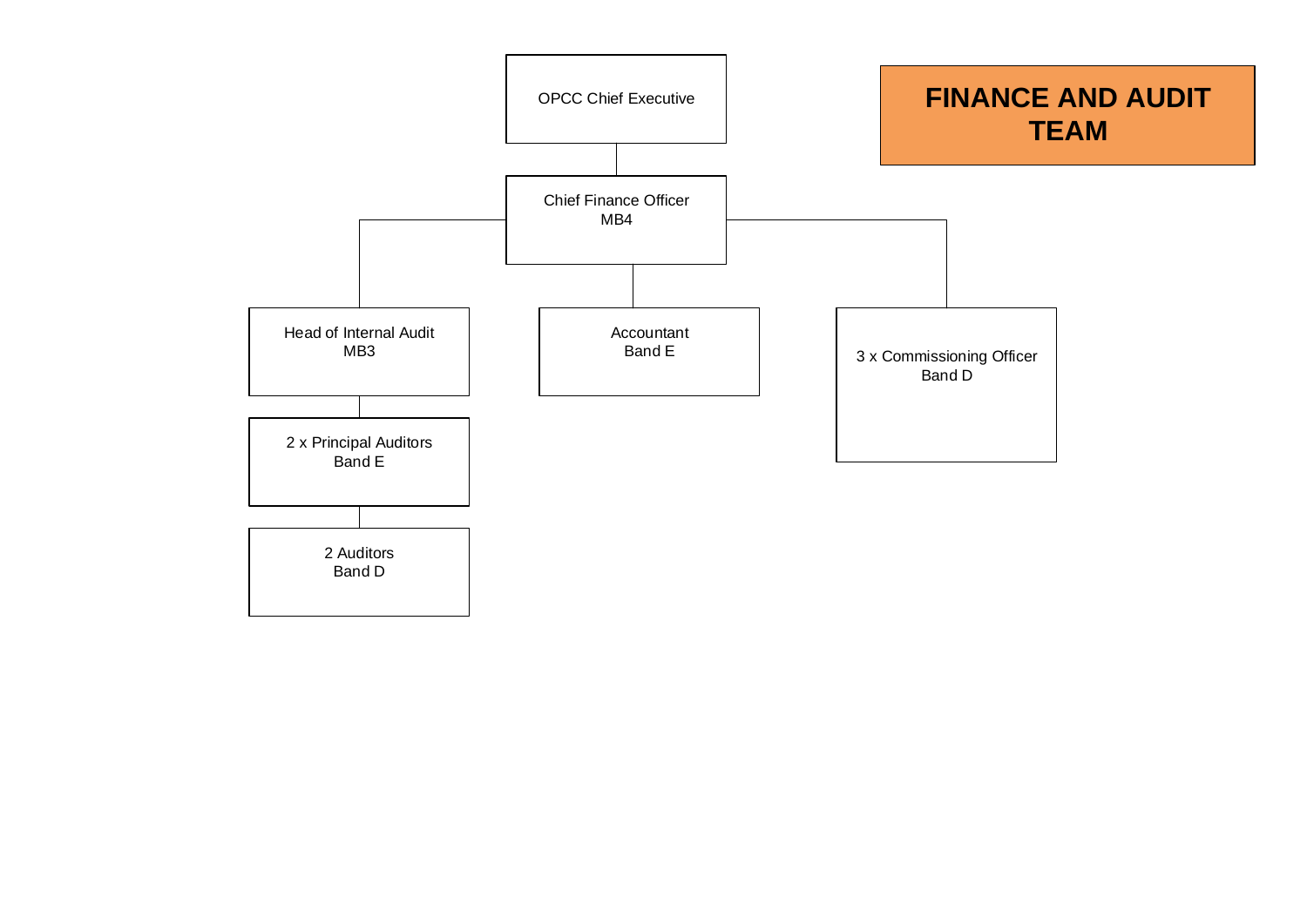# FINANCE AND AUDIT TEAM

- OPCC Chief Executive
  - Chief Finance Officer MB4
    - Head of Internal Audit MB3
      - 2 x Principal Auditors Band E
        - 2 Auditors Band D
    - Accountant Band E
    - 3 x Commissioning Officer Band D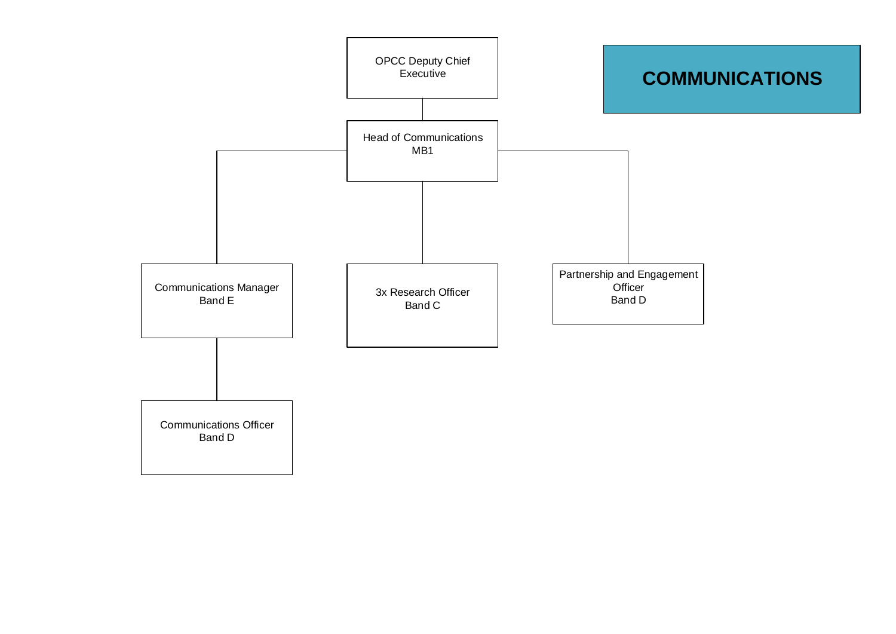# COMMUNICATIONS

OPCC Deputy Chief Executive

Head of Communications
MB1

Communications Manager
Band E

Communications Officer
Band D

3x Research Officer
Band C

Partnership and Engagement Officer
Band D